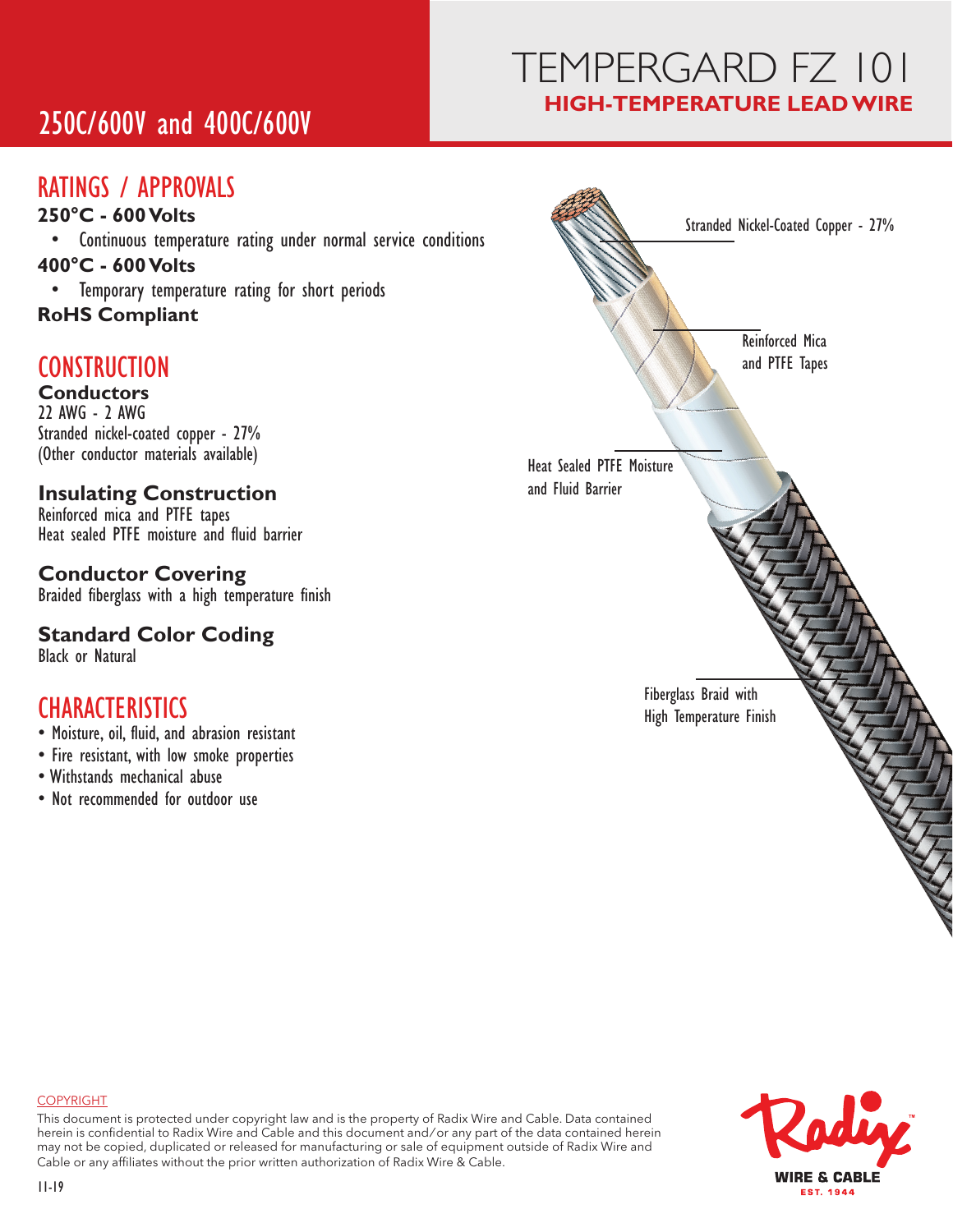# TEMPERGARD FZ 101
## HIGH-TEMPERATURE LEAD WIRE

## 250C/600V and 400C/600V

## RATINGS / APPROVALS

**250°C - 600 Volts**

- Continuous temperature rating under normal service conditions

**400°C - 600 Volts**

- Temporary temperature rating for short periods

**RoHS Compliant**

## CONSTRUCTION

**Conductors**

22 AWG - 2 AWG
Stranded nickel-coated copper - 27%
(Other conductor materials available)

**Insulating Construction**

Reinforced mica and PTFE tapes
Heat sealed PTFE moisture and fluid barrier

**Conductor Covering**

Braided fiberglass with a high temperature finish

**Standard Color Coding**

Black or Natural

## CHARACTERISTICS

- Moisture, oil, fluid, and abrasion resistant
- Fire resistant, with low smoke properties
- Withstands mechanical abuse
- Not recommended for outdoor use

Stranded Nickel-Coated Copper - 27%

Reinforced Mica and PTFE Tapes

Heat Sealed PTFE Moisture and Fluid Barrier

Fiberglass Braid with High Temperature Finish

COPYRIGHT

This document is protected under copyright law and is the property of Radix Wire and Cable. Data contained herein is confidential to Radix Wire and Cable and this document and/or any part of the data contained herein may not be copied, duplicated or released for manufacturing or sale of equipment outside of Radix Wire and Cable or any affiliates without the prior written authorization of Radix Wire & Cable.

11-19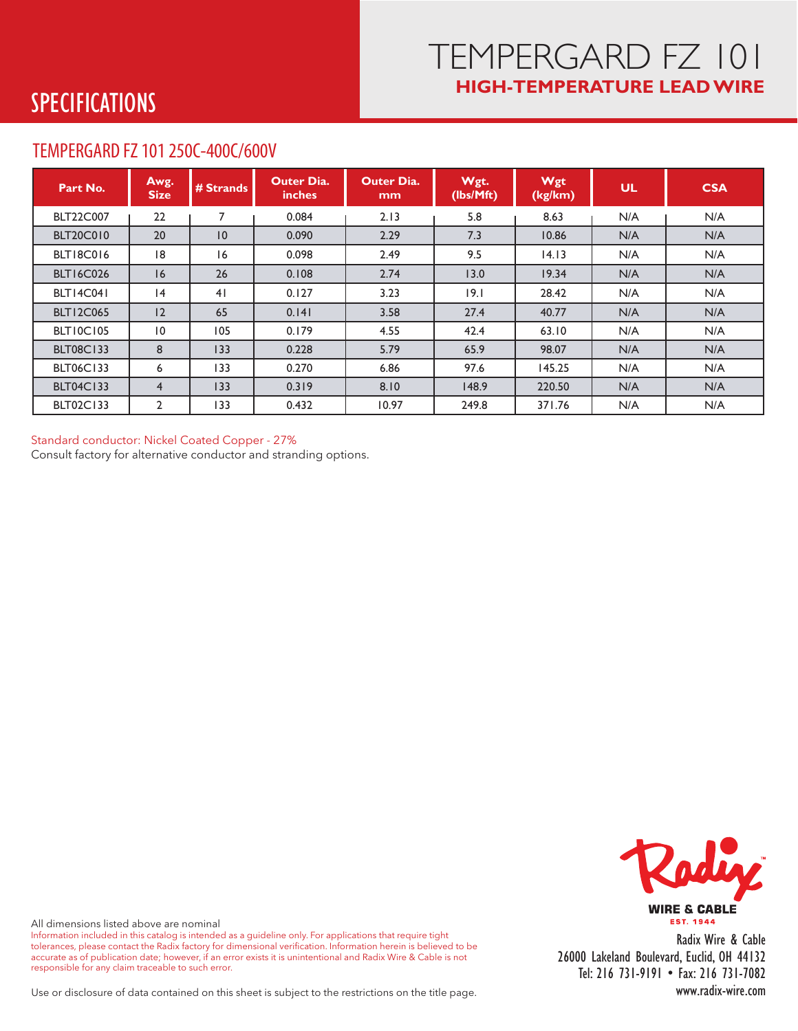# SPECIFICATIONS

# TEMPERGARD FZ 101
## HIGH-TEMPERATURE LEAD WIRE

### TEMPERGARD FZ 101 250C-400C/600V

| Part No. | Awg. Size | # Strands | Outer Dia. inches | Outer Dia. mm | Wgt. (lbs/Mft) | Wgt (kg/km) | UL | CSA |
|---|---|---|---|---|---|---|---|---|
| BLT22C007 | 22 | 7 | 0.084 | 2.13 | 5.8 | 8.63 | N/A | N/A |
| BLT20C010 | 20 | 10 | 0.090 | 2.29 | 7.3 | 10.86 | N/A | N/A |
| BLT18C016 | 18 | 16 | 0.098 | 2.49 | 9.5 | 14.13 | N/A | N/A |
| BLT16C026 | 16 | 26 | 0.108 | 2.74 | 13.0 | 19.34 | N/A | N/A |
| BLT14C041 | 14 | 41 | 0.127 | 3.23 | 19.1 | 28.42 | N/A | N/A |
| BLT12C065 | 12 | 65 | 0.141 | 3.58 | 27.4 | 40.77 | N/A | N/A |
| BLT10C105 | 10 | 105 | 0.179 | 4.55 | 42.4 | 63.10 | N/A | N/A |
| BLT08C133 | 8 | 133 | 0.228 | 5.79 | 65.9 | 98.07 | N/A | N/A |
| BLT06C133 | 6 | 133 | 0.270 | 6.86 | 97.6 | 145.25 | N/A | N/A |
| BLT04C133 | 4 | 133 | 0.319 | 8.10 | 148.9 | 220.50 | N/A | N/A |
| BLT02C133 | 2 | 133 | 0.432 | 10.97 | 249.8 | 371.76 | N/A | N/A |

Standard conductor: Nickel Coated Copper - 27%

Consult factory for alternative conductor and stranding options.

All dimensions listed above are nominal

Information included in this catalog is intended as a guideline only. For applications that require tight tolerances, please contact the Radix factory for dimensional verification. Information herein is believed to be accurate as of publication date; however, if an error exists it is unintentional and Radix Wire & Cable is not responsible for any claim traceable to such error.

Use or disclosure of data contained on this sheet is subject to the restrictions on the title page.

Radix WIRE & CABLE EST. 1944

Radix Wire & Cable
26000 Lakeland Boulevard, Euclid, OH 44132
Tel: 216 731-9191 • Fax: 216 731-7082
www.radix-wire.com